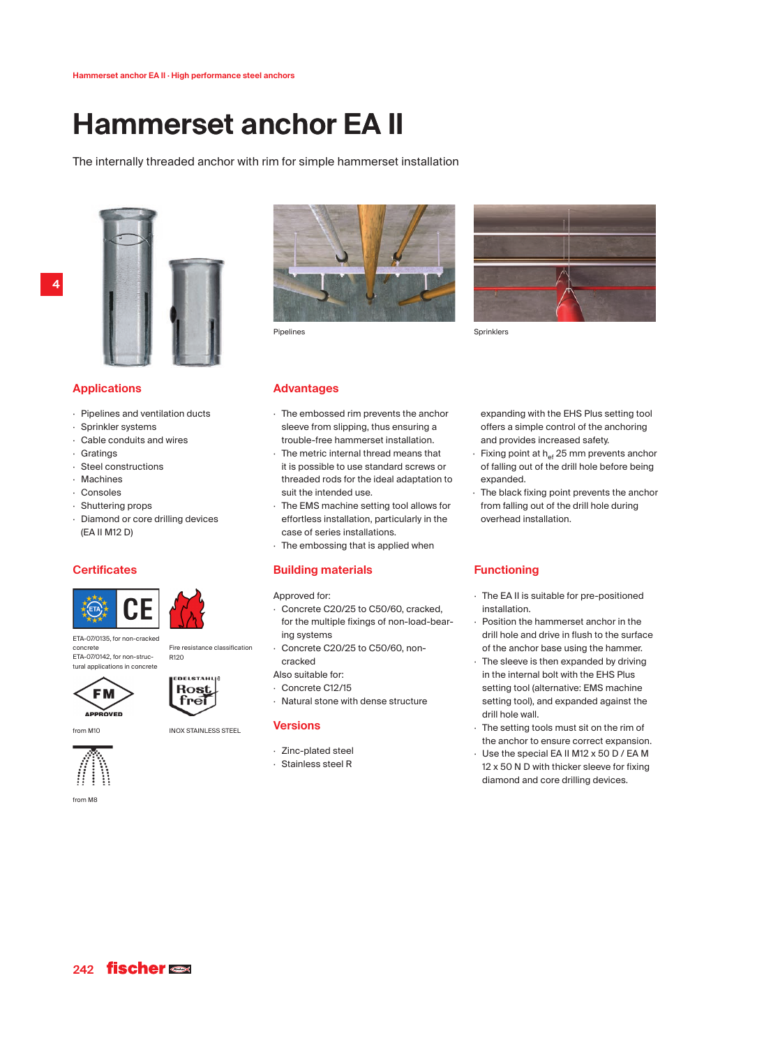Hammerset anchor EA II · High performance steel anchors

# Hammerset anchor EA II

The internally threaded anchor with rim for simple hammerset installation

Pipelines

Sprinklers

## Applications

- Pipelines and ventilation ducts
- Sprinkler systems
- Cable conduits and wires
- Gratings
- Steel constructions
- Machines
- Consoles
- Shuttering props
- Diamond or core drilling devices (EA II M12 D)

## Advantages

- The embossed rim prevents the anchor sleeve from slipping, thus ensuring a trouble-free hammerset installation.
- The metric internal thread means that it is possible to use standard screws or threaded rods for the ideal adaptation to suit the intended use.
- The EMS machine setting tool allows for effortless installation, particularly in the case of series installations.
- The embossing that is applied when expanding with the EHS Plus setting tool offers a simple control of the anchoring and provides increased safety.
- Fixing point at $h_{ef}$ 25 mm prevents anchor of falling out of the drill hole before being expanded.
- The black fixing point prevents the anchor from falling out of the drill hole during overhead installation.

## Certificates

ETA-07/0135, for non-cracked concrete
ETA-07/0142, for non-structural applications in concrete

Fire resistance classification R120

from M10

INOX STAINLESS STEEL

from M8

## Building materials

Approved for:

- Concrete C20/25 to C50/60, cracked, for the multiple fixings of non-load-bearing systems
- Concrete C20/25 to C50/60, non-cracked

Also suitable for:

- Concrete C12/15
- Natural stone with dense structure

## Versions

- Zinc-plated steel
- Stainless steel R

## Functioning

- The EA II is suitable for pre-positioned installation.
- Position the hammerset anchor in the drill hole and drive in flush to the surface of the anchor base using the hammer.
- The sleeve is then expanded by driving in the internal bolt with the EHS Plus setting tool (alternative: EMS machine setting tool), and expanded against the drill hole wall.
- The setting tools must sit on the rim of the anchor to ensure correct expansion.
- Use the special EA II M12 x 50 D / EA M 12 x 50 N D with thicker sleeve for fixing diamond and core drilling devices.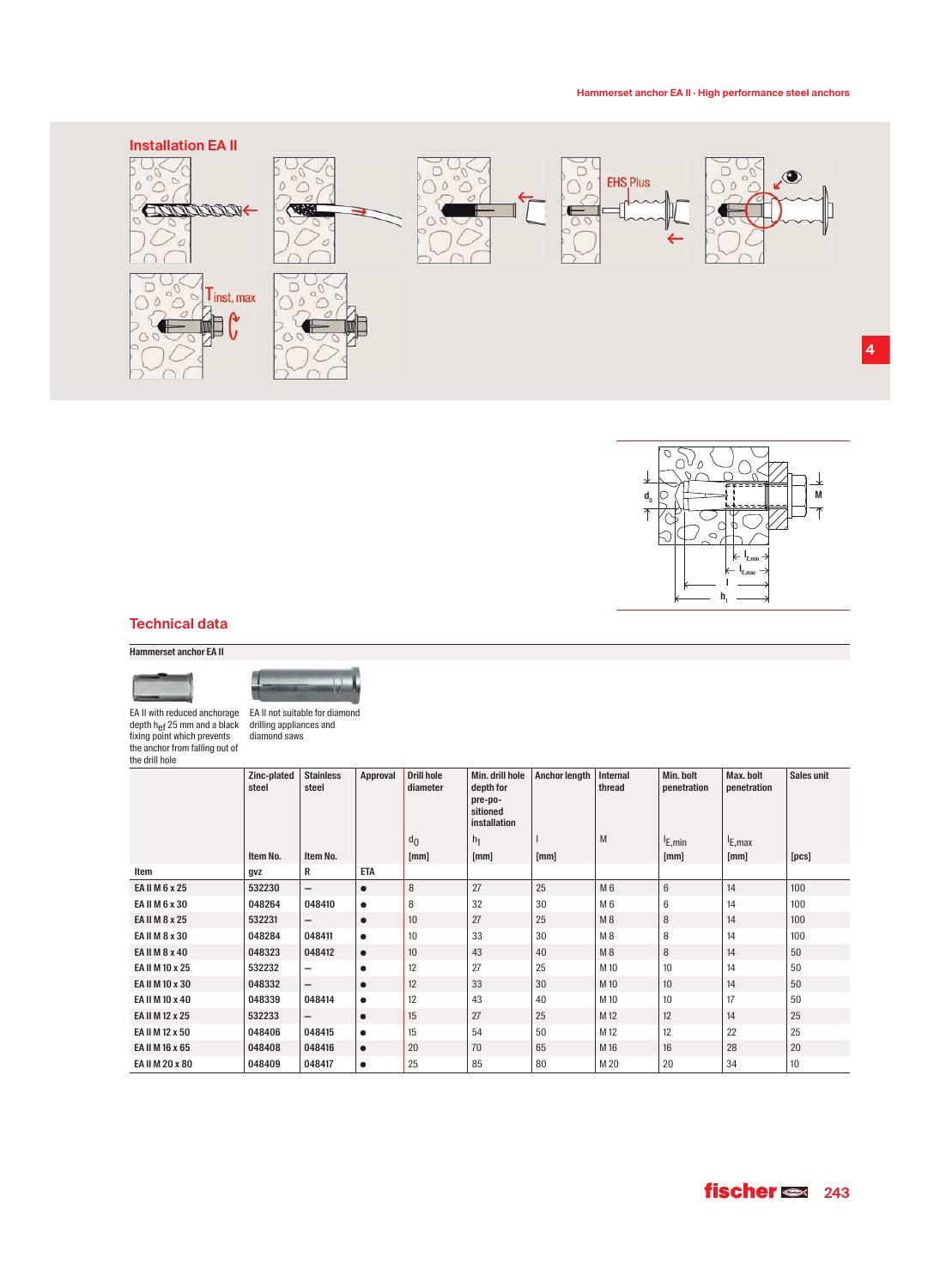## Installation EA II

## Technical data

**Hammerset anchor EA II**

EA II with reduced anchorage depth $h_{ef}$ 25 mm and a black fixing point which prevents the anchor from falling out of the drill hole

EA II not suitable for diamond drilling appliances and diamond saws

| | Zinc-plated steel | Stainless steel | Approval | Drill hole diameter | Min. drill hole depth for pre-positioned installation | Anchor length | Internal thread | Min. bolt penetration | Max. bolt penetration | Sales unit |
|---|---|---|---|---|---|---|---|---|---|---|
| | | | | $d_0$ | $h_1$ | l | M | $l_{E,min}$ | $l_{E,max}$ | |
| | Item No. | Item No. | | [mm] | [mm] | [mm] | | [mm] | [mm] | [pcs] |
| Item | gvz | R | ETA | | | | | | | |
| EA II M 6 x 25 | 532230 | – | ● | 8 | 27 | 25 | M 6 | 6 | 14 | 100 |
| EA II M 6 x 30 | 048264 | 048410 | ● | 8 | 32 | 30 | M 6 | 6 | 14 | 100 |
| EA II M 8 x 25 | 532231 | – | ● | 10 | 27 | 25 | M 8 | 8 | 14 | 100 |
| EA II M 8 x 30 | 048284 | 048411 | ● | 10 | 33 | 30 | M 8 | 8 | 14 | 100 |
| EA II M 8 x 40 | 048323 | 048412 | ● | 10 | 43 | 40 | M 8 | 8 | 14 | 50 |
| EA II M 10 x 25 | 532232 | – | ● | 12 | 27 | 25 | M 10 | 10 | 14 | 50 |
| EA II M 10 x 30 | 048332 | – | ● | 12 | 33 | 30 | M 10 | 10 | 14 | 50 |
| EA II M 10 x 40 | 048339 | 048414 | ● | 12 | 43 | 40 | M 10 | 10 | 17 | 50 |
| EA II M 12 x 25 | 532233 | – | ● | 15 | 27 | 25 | M 12 | 12 | 14 | 25 |
| EA II M 12 x 50 | 048406 | 048415 | ● | 15 | 54 | 50 | M 12 | 12 | 22 | 25 |
| EA II M 16 x 65 | 048408 | 048416 | ● | 20 | 70 | 65 | M 16 | 16 | 28 | 20 |
| EA II M 20 x 80 | 048409 | 048417 | ● | 25 | 85 | 80 | M 20 | 20 | 34 | 10 |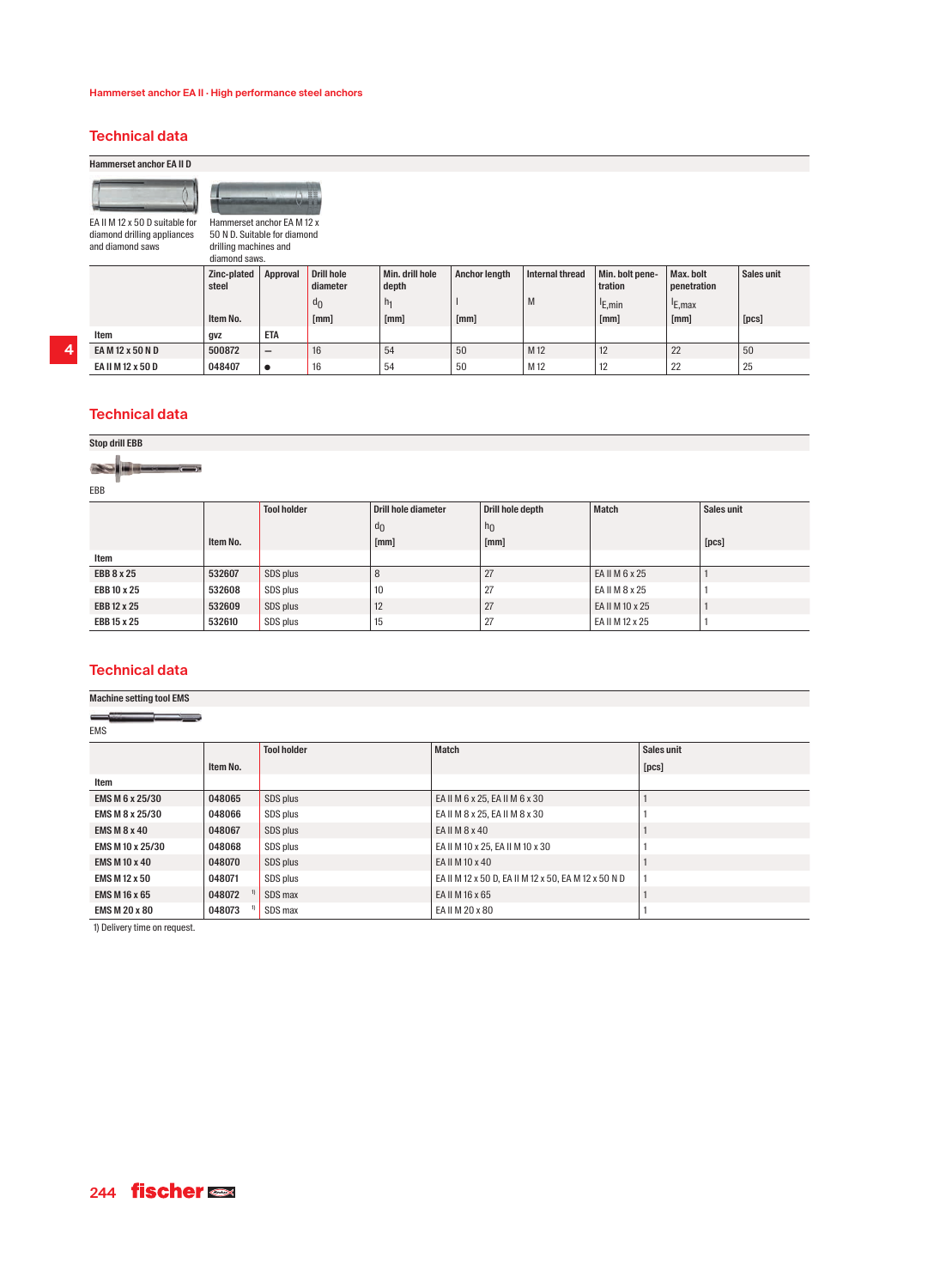## Technical data

**Hammerset anchor EA II D**

EA II M 12 x 50 D suitable for diamond drilling appliances and diamond saws

Hammerset anchor EA M 12 x 50 N D. Suitable for diamond drilling machines and diamond saws.

| Item | Zinc-plated steel<br>Item No.<br>gvz | Approval<br><br>ETA | Drill hole diameter<br>$d_0$<br>[mm] | Min. drill hole depth<br>$h_1$<br>[mm] | Anchor length<br>l<br>[mm] | Internal thread<br>M | Min. bolt penetration<br>$l_{E,min}$<br>[mm] | Max. bolt penetration<br>$l_{E,max}$<br>[mm] | Sales unit<br><br>[pcs] |
|---|---|---|---|---|---|---|---|---|---|
| **EA M 12 x 50 N D** | 500872 | – | 16 | 54 | 50 | M 12 | 12 | 22 | 50 |
| **EA II M 12 x 50 D** | 048407 | ● | 16 | 54 | 50 | M 12 | 12 | 22 | 25 |

## Technical data

**Stop drill EBB**

EBB

| Item | Item No. | Tool holder | Drill hole diameter<br>$d_0$<br>[mm] | Drill hole depth<br>$h_0$<br>[mm] | Match | Sales unit<br>[pcs] |
|---|---|---|---|---|---|---|
| **EBB 8 x 25** | 532607 | SDS plus | 8 | 27 | EA II M 6 x 25 | 1 |
| **EBB 10 x 25** | 532608 | SDS plus | 10 | 27 | EA II M 8 x 25 | 1 |
| **EBB 12 x 25** | 532609 | SDS plus | 12 | 27 | EA II M 10 x 25 | 1 |
| **EBB 15 x 25** | 532610 | SDS plus | 15 | 27 | EA II M 12 x 25 | 1 |

## Technical data

**Machine setting tool EMS**

EMS

| Item | Item No. | Tool holder | Match | Sales unit<br>[pcs] |
|---|---|---|---|---|
| **EMS M 6 x 25/30** | 048065 | SDS plus | EA II M 6 x 25, EA II M 6 x 30 | 1 |
| **EMS M 8 x 25/30** | 048066 | SDS plus | EA II M 8 x 25, EA II M 8 x 30 | 1 |
| **EMS M 8 x 40** | 048067 | SDS plus | EA II M 8 x 40 | 1 |
| **EMS M 10 x 25/30** | 048068 | SDS plus | EA II M 10 x 25, EA II M 10 x 30 | 1 |
| **EMS M 10 x 40** | 048070 | SDS plus | EA II M 10 x 40 | 1 |
| **EMS M 12 x 50** | 048071 | SDS plus | EA II M 12 x 50 D, EA II M 12 x 50, EA M 12 x 50 N D | 1 |
| **EMS M 16 x 65** | 048072 [1] | SDS max | EA II M 16 x 65 | 1 |
| **EMS M 20 x 80** | 048073 [1] | SDS max | EA II M 20 x 80 | 1 |

1) Delivery time on request.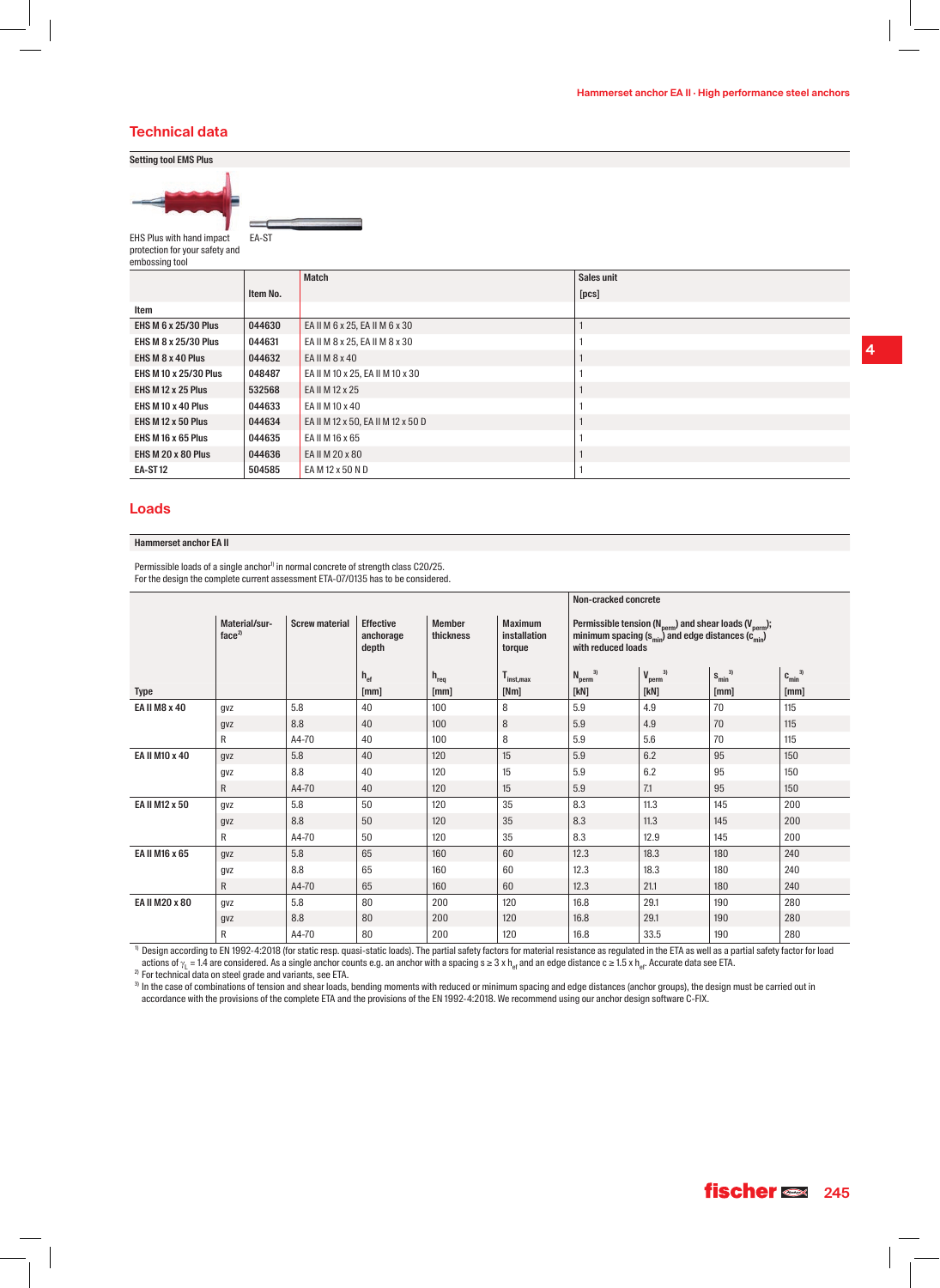## Technical data

**Setting tool EMS Plus**

EHS Plus with hand impact protection for your safety and embossing tool

EA-ST

| Item | Item No. | Match | Sales unit [pcs] |
|---|---|---|---|
| EHS M 6 x 25/30 Plus | 044630 | EA II M 6 x 25, EA II M 6 x 30 | 1 |
| EHS M 8 x 25/30 Plus | 044631 | EA II M 8 x 25, EA II M 8 x 30 | 1 |
| EHS M 8 x 40 Plus | 044632 | EA II M 8 x 40 | 1 |
| EHS M 10 x 25/30 Plus | 048487 | EA II M 10 x 25, EA II M 10 x 30 | 1 |
| EHS M 12 x 25 Plus | 532568 | EA II M 12 x 25 | 1 |
| EHS M 10 x 40 Plus | 044633 | EA II M 10 x 40 | 1 |
| EHS M 12 x 50 Plus | 044634 | EA II M 12 x 50, EA II M 12 x 50 D | 1 |
| EHS M 16 x 65 Plus | 044635 | EA II M 16 x 65 | 1 |
| EHS M 20 x 80 Plus | 044636 | EA II M 20 x 80 | 1 |
| EA-ST 12 | 504585 | EA M 12 x 50 N D | 1 |

## Loads

**Hammerset anchor EA II**

Permissible loads of a single anchor[1] in normal concrete of strength class C20/25.
For the design the complete current assessment ETA-07/0135 has to be considered.

| | | | | | | Non-cracked concrete | | | |
|---|---|---|---|---|---|---|---|---|---|
| | Material/surface[2] | Screw material | Effective anchorage depth | Member thickness | Maximum installation torque | Permissible tension ($N_{perm}$) and shear loads ($V_{perm}$); minimum spacing ($s_{min}$) and edge distances ($c_{min}$) with reduced loads | | | |
| Type | | | $h_{ef}$ [mm] | $h_{req}$ [mm] | $T_{inst,max}$ [Nm] | $N_{perm}$[3] [kN] | $V_{perm}$[3] [kN] | $s_{min}$[3] [mm] | $c_{min}$[3] [mm] |
| EA II M8 x 40 | gvz | 5.8 | 40 | 100 | 8 | 5.9 | 4.9 | 70 | 115 |
| | gvz | 8.8 | 40 | 100 | 8 | 5.9 | 4.9 | 70 | 115 |
| | R | A4-70 | 40 | 100 | 8 | 5.9 | 5.6 | 70 | 115 |
| EA II M10 x 40 | gvz | 5.8 | 40 | 120 | 15 | 5.9 | 6.2 | 95 | 150 |
| | gvz | 8.8 | 40 | 120 | 15 | 5.9 | 6.2 | 95 | 150 |
| | R | A4-70 | 40 | 120 | 15 | 5.9 | 7.1 | 95 | 150 |
| EA II M12 x 50 | gvz | 5.8 | 50 | 120 | 35 | 8.3 | 11.3 | 145 | 200 |
| | gvz | 8.8 | 50 | 120 | 35 | 8.3 | 11.3 | 145 | 200 |
| | R | A4-70 | 50 | 120 | 35 | 8.3 | 12.9 | 145 | 200 |
| EA II M16 x 65 | gvz | 5.8 | 65 | 160 | 60 | 12.3 | 18.3 | 180 | 240 |
| | gvz | 8.8 | 65 | 160 | 60 | 12.3 | 18.3 | 180 | 240 |
| | R | A4-70 | 65 | 160 | 60 | 12.3 | 21.1 | 180 | 240 |
| EA II M20 x 80 | gvz | 5.8 | 80 | 200 | 120 | 16.8 | 29.1 | 190 | 280 |
| | gvz | 8.8 | 80 | 200 | 120 | 16.8 | 29.1 | 190 | 280 |
| | R | A4-70 | 80 | 200 | 120 | 16.8 | 33.5 | 190 | 280 |

[1] Design according to EN 1992-4:2018 (for static resp. quasi-static loads). The partial safety factors for material resistance as regulated in the ETA as well as a partial safety factor for load actions of $\gamma_L$ = 1.4 are considered. As a single anchor counts e.g. an anchor with a spacing $s \geq 3 \times h_{ef}$ and an edge distance $c \geq 1.5 \times h_{ef}$. Accurate data see ETA.
[2] For technical data on steel grade and variants, see ETA.
[3] In the case of combinations of tension and shear loads, bending moments with reduced or minimum spacing and edge distances (anchor groups), the design must be carried out in accordance with the provisions of the complete ETA and the provisions of the EN 1992-4:2018. We recommend using our anchor design software C-FIX.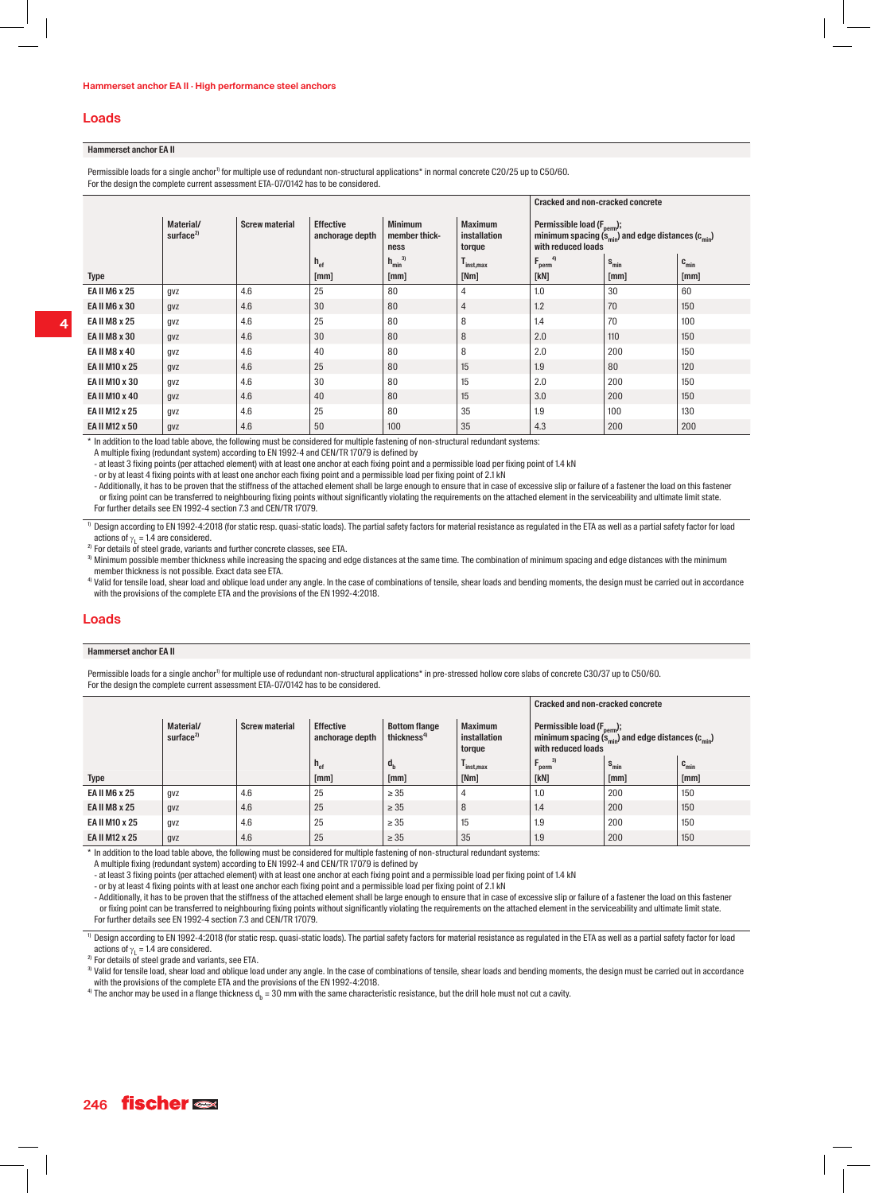## Loads

**Hammerset anchor EA II**

Permissible loads for a single anchor[1] for multiple use of redundant non-structural applications* in normal concrete C20/25 up to C50/60.
For the design the complete current assessment ETA-07/0142 has to be considered.

| | | | | | | Cracked and non-cracked concrete | | |
|---|---|---|---|---|---|---|---|---|
| | Material/ surface[2] | Screw material | Effective anchorage depth | Minimum member thickness | Maximum installation torque | Permissible load ($F_{perm}$); minimum spacing ($s_{min}$) and edge distances ($c_{min}$) with reduced loads | | |
| | | | $h_{ef}$ | $h_{min}$ [3] | $T_{inst,max}$ | $F_{perm}$ [4] | $s_{min}$ | $c_{min}$ |
| Type | | | [mm] | [mm] | [Nm] | [kN] | [mm] | [mm] |
| EA II M6 x 25 | gvz | 4.6 | 25 | 80 | 4 | 1.0 | 30 | 60 |
| EA II M6 x 30 | gvz | 4.6 | 30 | 80 | 4 | 1.2 | 70 | 150 |
| EA II M8 x 25 | gvz | 4.6 | 25 | 80 | 8 | 1.4 | 70 | 100 |
| EA II M8 x 30 | gvz | 4.6 | 30 | 80 | 8 | 2.0 | 110 | 150 |
| EA II M8 x 40 | gvz | 4.6 | 40 | 80 | 8 | 2.0 | 200 | 150 |
| EA II M10 x 25 | gvz | 4.6 | 25 | 80 | 15 | 1.9 | 80 | 120 |
| EA II M10 x 30 | gvz | 4.6 | 30 | 80 | 15 | 2.0 | 200 | 150 |
| EA II M10 x 40 | gvz | 4.6 | 40 | 80 | 15 | 3.0 | 200 | 150 |
| EA II M12 x 25 | gvz | 4.6 | 25 | 80 | 35 | 1.9 | 100 | 130 |
| EA II M12 x 50 | gvz | 4.6 | 50 | 100 | 35 | 4.3 | 200 | 200 |

\* In addition to the load table above, the following must be considered for multiple fastening of non-structural redundant systems:
A multiple fixing (redundant system) according to EN 1992-4 and CEN/TR 17079 is defined by
- at least 3 fixing points (per attached element) with at least one anchor at each fixing point and a permissible load per fixing point of 1.4 kN
- or by at least 4 fixing points with at least one anchor each fixing point and a permissible load per fixing point of 2.1 kN
- Additionally, it has to be proven that the stiffness of the attached element shall be large enough to ensure that in case of excessive slip or failure of a fastener the load on this fastener or fixing point can be transferred to neighbouring fixing points without significantly violating the requirements on the attached element in the serviceability and ultimate limit state.

For further details see EN 1992-4 section 7.3 and CEN/TR 17079.

[1] Design according to EN 1992-4:2018 (for static resp. quasi-static loads). The partial safety factors for material resistance as regulated in the ETA as well as a partial safety factor for load actions of $\gamma_L$ = 1.4 are considered.
[2] For details of steel grade, variants and further concrete classes, see ETA.
[3] Minimum possible member thickness while increasing the spacing and edge distances at the same time. The combination of minimum spacing and edge distances with the minimum member thickness is not possible. Exact data see ETA.
[4] Valid for tensile load, shear load and oblique load under any angle. In the case of combinations of tensile, shear loads and bending moments, the design must be carried out in accordance with the provisions of the complete ETA and the provisions of the EN 1992-4:2018.

## Loads

**Hammerset anchor EA II**

Permissible loads for a single anchor[1] for multiple use of redundant non-structural applications* in pre-stressed hollow core slabs of concrete C30/37 up to C50/60.
For the design the complete current assessment ETA-07/0142 has to be considered.

| | | | | | | Cracked and non-cracked concrete | | |
|---|---|---|---|---|---|---|---|---|
| | Material/ surface[2] | Screw material | Effective anchorage depth | Bottom flange thickness[4] | Maximum installation torque | Permissible load ($F_{perm}$); minimum spacing ($s_{min}$) and edge distances ($c_{min}$) with reduced loads | | |
| | | | $h_{ef}$ | $d_b$ | $T_{inst,max}$ | $F_{perm}$ [3] | $s_{min}$ | $c_{min}$ |
| Type | | | [mm] | [mm] | [Nm] | [kN] | [mm] | [mm] |
| EA II M6 x 25 | gvz | 4.6 | 25 | ≥ 35 | 4 | 1.0 | 200 | 150 |
| EA II M8 x 25 | gvz | 4.6 | 25 | ≥ 35 | 8 | 1.4 | 200 | 150 |
| EA II M10 x 25 | gvz | 4.6 | 25 | ≥ 35 | 15 | 1.9 | 200 | 150 |
| EA II M12 x 25 | gvz | 4.6 | 25 | ≥ 35 | 35 | 1.9 | 200 | 150 |

\* In addition to the load table above, the following must be considered for multiple fastening of non-structural redundant systems:
A multiple fixing (redundant system) according to EN 1992-4 and CEN/TR 17079 is defined by
- at least 3 fixing points (per attached element) with at least one anchor at each fixing point and a permissible load per fixing point of 1.4 kN
- or by at least 4 fixing points with at least one anchor each fixing point and a permissible load per fixing point of 2.1 kN
- Additionally, it has to be proven that the stiffness of the attached element shall be large enough to ensure that in case of excessive slip or failure of a fastener the load on this fastener or fixing point can be transferred to neighbouring fixing points without significantly violating the requirements on the attached element in the serviceability and ultimate limit state.

For further details see EN 1992-4 section 7.3 and CEN/TR 17079.

[1] Design according to EN 1992-4:2018 (for static resp. quasi-static loads). The partial safety factors for material resistance as regulated in the ETA as well as a partial safety factor for load actions of $\gamma_L$ = 1.4 are considered.
[2] For details of steel grade and variants, see ETA.
[3] Valid for tensile load, shear load and oblique load under any angle. In the case of combinations of tensile, shear loads and bending moments, the design must be carried out in accordance with the provisions of the complete ETA and the provisions of the EN 1992-4:2018.
[4] The anchor may be used in a flange thickness $d_b$ = 30 mm with the same characteristic resistance, but the drill hole must not cut a cavity.